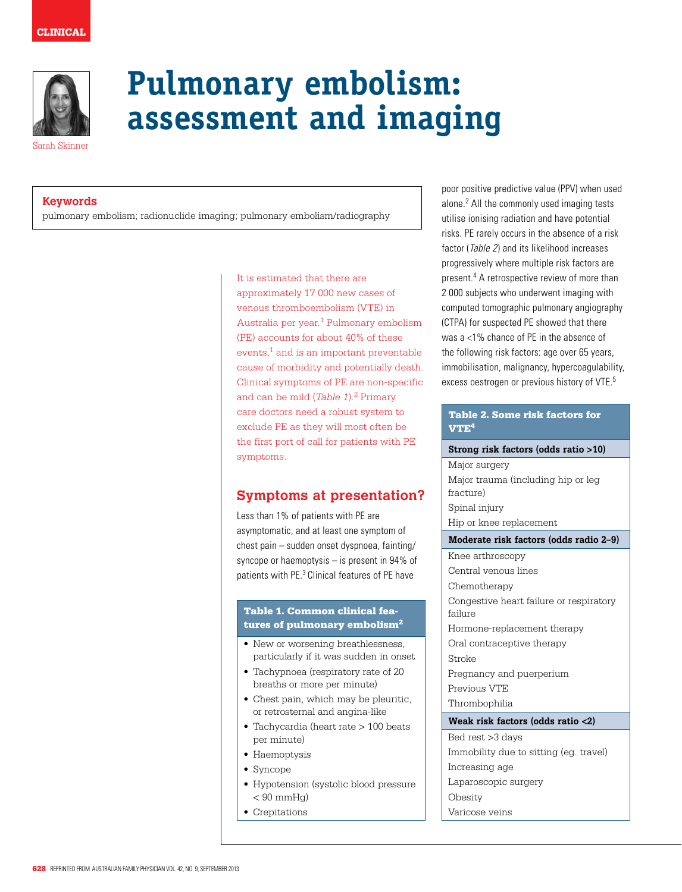CLINICAL

# Pulmonary embolism: assessment and imaging

Sarah Skinner

**Keywords**

pulmonary embolism; radionuclide imaging; pulmonary embolism/radiography

It is estimated that there are approximately 17 000 new cases of venous thromboembolism (VTE) in Australia per year.[1] Pulmonary embolism (PE) accounts for about 40% of these events,[1] and is an important preventable cause of morbidity and potentially death. Clinical symptoms of PE are non-specific and can be mild (*Table 1*).[2] Primary care doctors need a robust system to exclude PE as they will most often be the first port of call for patients with PE symptoms.

## Symptoms at presentation?

Less than 1% of patients with PE are asymptomatic, and at least one symptom of chest pain – sudden onset dyspnoea, fainting/syncope or haemoptysis – is present in 94% of patients with PE.[3] Clinical features of PE have poor positive predictive value (PPV) when used alone.[2] All the commonly used imaging tests utilise ionising radiation and have potential risks. PE rarely occurs in the absence of a risk factor (*Table 2*) and its likelihood increases progressively where multiple risk factors are present.[4] A retrospective review of more than 2 000 subjects who underwent imaging with computed tomographic pulmonary angiography (CTPA) for suspected PE showed that there was a <1% chance of PE in the absence of the following risk factors: age over 65 years, immobilisation, malignancy, hypercoagulability, excess oestrogen or previous history of VTE.[5]

| Table 1. Common clinical features of pulmonary embolism[2] |
|---|
| • New or worsening breathlessness, particularly if it was sudden in onset |
| • Tachypnoea (respiratory rate of 20 breaths or more per minute) |
| • Chest pain, which may be pleuritic, or retrosternal and angina-like |
| • Tachycardia (heart rate > 100 beats per minute) |
| • Haemoptysis |
| • Syncope |
| • Hypotension (systolic blood pressure < 90 mmHg) |
| • Crepitations |

| Table 2. Some risk factors for VTE[4] |
|---|
| **Strong risk factors (odds ratio >10)** |
| Major surgery |
| Major trauma (including hip or leg fracture) |
| Spinal injury |
| Hip or knee replacement |
| **Moderate risk factors (odds radio 2–9)** |
| Knee arthroscopy |
| Central venous lines |
| Chemotherapy |
| Congestive heart failure or respiratory failure |
| Hormone-replacement therapy |
| Oral contraceptive therapy |
| Stroke |
| Pregnancy and puerperium |
| Previous VTE |
| Thrombophilia |
| **Weak risk factors (odds ratio <2)** |
| Bed rest >3 days |
| Immobility due to sitting (eg. travel) |
| Increasing age |
| Laparoscopic surgery |
| Obesity |
| Varicose veins |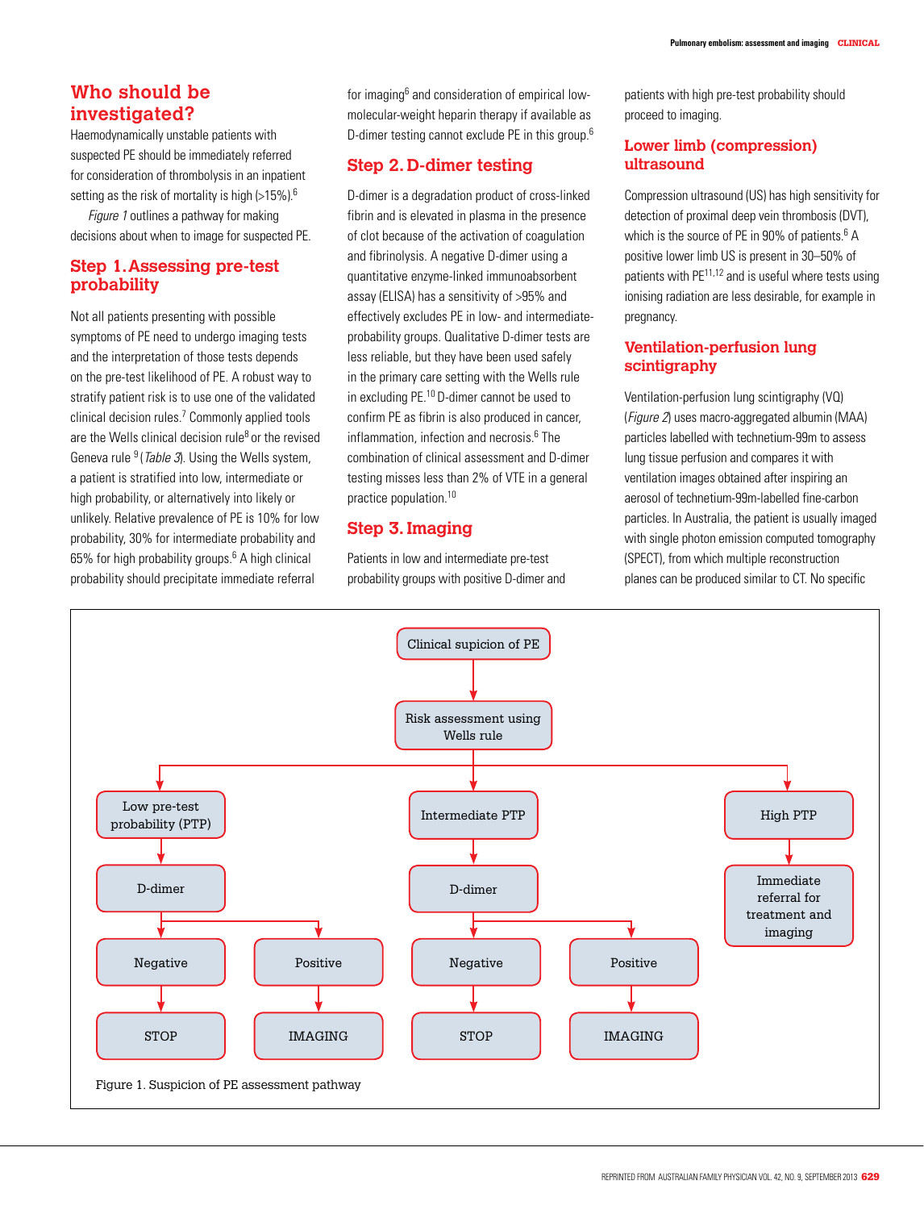## Who should be investigated?

Haemodynamically unstable patients with suspected PE should be immediately referred for consideration of thrombolysis in an inpatient setting as the risk of mortality is high (>15%).[6]

*Figure 1* outlines a pathway for making decisions about when to image for suspected PE.

### Step 1. Assessing pre-test probability

Not all patients presenting with possible symptoms of PE need to undergo imaging tests and the interpretation of those tests depends on the pre-test likelihood of PE. A robust way to stratify patient risk is to use one of the validated clinical decision rules.[7] Commonly applied tools are the Wells clinical decision rule[8] or the revised Geneva rule [9] (*Table 3*). Using the Wells system, a patient is stratified into low, intermediate or high probability, or alternatively into likely or unlikely. Relative prevalence of PE is 10% for low probability, 30% for intermediate probability and 65% for high probability groups.[6] A high clinical probability should precipitate immediate referral for imaging[6] and consideration of empirical low-molecular-weight heparin therapy if available as D-dimer testing cannot exclude PE in this group.[6]

### Step 2. D-dimer testing

D-dimer is a degradation product of cross-linked fibrin and is elevated in plasma in the presence of clot because of the activation of coagulation and fibrinolysis. A negative D-dimer using a quantitative enzyme-linked immunoabsorbent assay (ELISA) has a sensitivity of >95% and effectively excludes PE in low- and intermediate-probability groups. Qualitative D-dimer tests are less reliable, but they have been used safely in the primary care setting with the Wells rule in excluding PE.[10] D-dimer cannot be used to confirm PE as fibrin is also produced in cancer, inflammation, infection and necrosis.[6] The combination of clinical assessment and D-dimer testing misses less than 2% of VTE in a general practice population.[10]

### Step 3. Imaging

Patients in low and intermediate pre-test probability groups with positive D-dimer and patients with high pre-test probability should proceed to imaging.

### Lower limb (compression) ultrasound

Compression ultrasound (US) has high sensitivity for detection of proximal deep vein thrombosis (DVT), which is the source of PE in 90% of patients.[6] A positive lower limb US is present in 30–50% of patients with PE[11,12] and is useful where tests using ionising radiation are less desirable, for example in pregnancy.

### Ventilation-perfusion lung scintigraphy

Ventilation-perfusion lung scintigraphy (VQ) (*Figure 2*) uses macro-aggregated albumin (MAA) particles labelled with technetium-99m to assess lung tissue perfusion and compares it with ventilation images obtained after inspiring an aerosol of technetium-99m-labelled fine-carbon particles. In Australia, the patient is usually imaged with single photon emission computed tomography (SPECT), from which multiple reconstruction planes can be produced similar to CT. No specific

```
Clinical supicion of PE
  → Risk assessment using Wells rule
      → Low pre-test probability (PTP) → D-dimer
            → Negative → STOP
            → Positive → IMAGING
      → Intermediate PTP → D-dimer
            → Negative → STOP
            → Positive → IMAGING
      → High PTP → Immediate referral for treatment and imaging
```

Figure 1. Suspicion of PE assessment pathway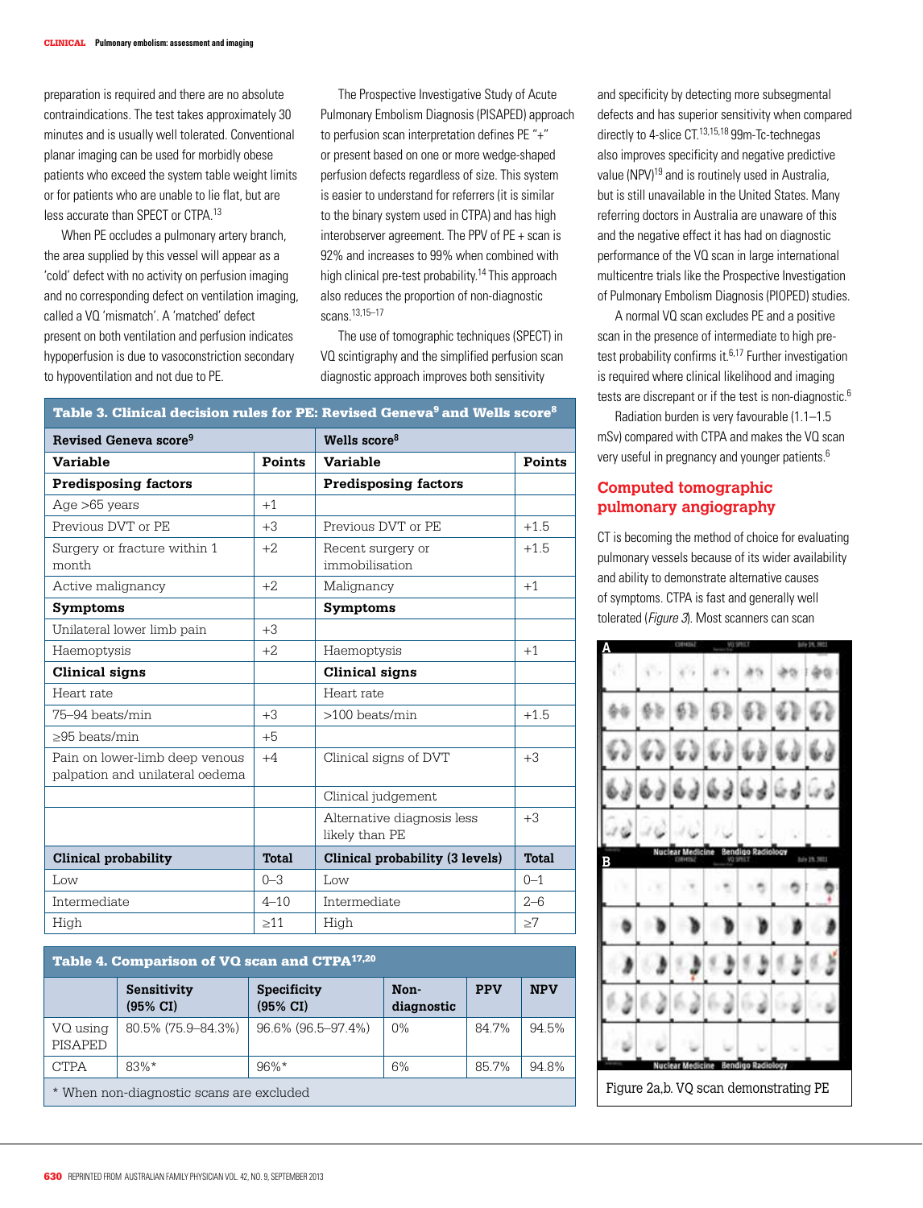preparation is required and there are no absolute contraindications. The test takes approximately 30 minutes and is usually well tolerated. Conventional planar imaging can be used for morbidly obese patients who exceed the system table weight limits or for patients who are unable to lie flat, but are less accurate than SPECT or CTPA.[13]

When PE occludes a pulmonary artery branch, the area supplied by this vessel will appear as a 'cold' defect with no activity on perfusion imaging and no corresponding defect on ventilation imaging, called a VQ 'mismatch'. A 'matched' defect present on both ventilation and perfusion indicates hypoperfusion is due to vasoconstriction secondary to hypoventilation and not due to PE.

The Prospective Investigative Study of Acute Pulmonary Embolism Diagnosis (PISAPED) approach to perfusion scan interpretation defines PE "+" or present based on one or more wedge-shaped perfusion defects regardless of size. This system is easier to understand for referrers (it is similar to the binary system used in CTPA) and has high interobserver agreement. The PPV of PE + scan is 92% and increases to 99% when combined with high clinical pre-test probability.[14] This approach also reduces the proportion of non-diagnostic scans.[13,15–17]

The use of tomographic techniques (SPECT) in VQ scintigraphy and the simplified perfusion scan diagnostic approach improves both sensitivity and specificity by detecting more subsegmental defects and has superior sensitivity when compared directly to 4-slice CT.[13,15,18] 99m-Tc-technegas also improves specificity and negative predictive value (NPV)[19] and is routinely used in Australia, but is still unavailable in the United States. Many referring doctors in Australia are unaware of this and the negative effect it has had on diagnostic performance of the VQ scan in large international multicentre trials like the Prospective Investigation of Pulmonary Embolism Diagnosis (PIOPED) studies.

A normal VQ scan excludes PE and a positive scan in the presence of intermediate to high pre-test probability confirms it.[6,17] Further investigation is required where clinical likelihood and imaging tests are discrepant or if the test is non-diagnostic.[6]

Radiation burden is very favourable (1.1–1.5 mSv) compared with CTPA and makes the VQ scan very useful in pregnancy and younger patients.[6]

**Table 3. Clinical decision rules for PE: Revised Geneva[9] and Wells score[8]**

| Revised Geneva score[9] | | Wells score[8] | |
|---|---|---|---|
| **Variable** | **Points** | **Variable** | **Points** |
| **Predisposing factors** | | **Predisposing factors** | |
| Age >65 years | +1 | | |
| Previous DVT or PE | +3 | Previous DVT or PE | +1.5 |
| Surgery or fracture within 1 month | +2 | Recent surgery or immobilisation | +1.5 |
| Active malignancy | +2 | Malignancy | +1 |
| **Symptoms** | | **Symptoms** | |
| Unilateral lower limb pain | +3 | | |
| Haemoptysis | +2 | Haemoptysis | +1 |
| **Clinical signs** | | **Clinical signs** | |
| Heart rate | | Heart rate | |
| 75–94 beats/min | +3 | >100 beats/min | +1.5 |
| ≥95 beats/min | +5 | | |
| Pain on lower-limb deep venous palpation and unilateral oedema | +4 | Clinical signs of DVT | +3 |
| | | Clinical judgement | |
| | | Alternative diagnosis less likely than PE | +3 |
| **Clinical probability** | **Total** | **Clinical probability (3 levels)** | **Total** |
| Low | 0–3 | Low | 0–1 |
| Intermediate | 4–10 | Intermediate | 2–6 |
| High | ≥11 | High | ≥7 |

**Table 4. Comparison of VQ scan and CTPA[17,20]**

| | Sensitivity (95% CI) | Specificity (95% CI) | Non-diagnostic | PPV | NPV |
|---|---|---|---|---|---|
| VQ using PISAPED | 80.5% (75.9–84.3%) | 96.6% (96.5–97.4%) | 0% | 84.7% | 94.5% |
| CTPA | 83%* | 96%* | 6% | 85.7% | 94.8% |

\* When non-diagnostic scans are excluded

## Computed tomographic pulmonary angiography

CT is becoming the method of choice for evaluating pulmonary vessels because of its wider availability and ability to demonstrate alternative causes of symptoms. CTPA is fast and generally well tolerated (*Figure 3*). Most scanners can scan

Figure 2a,b. VQ scan demonstrating PE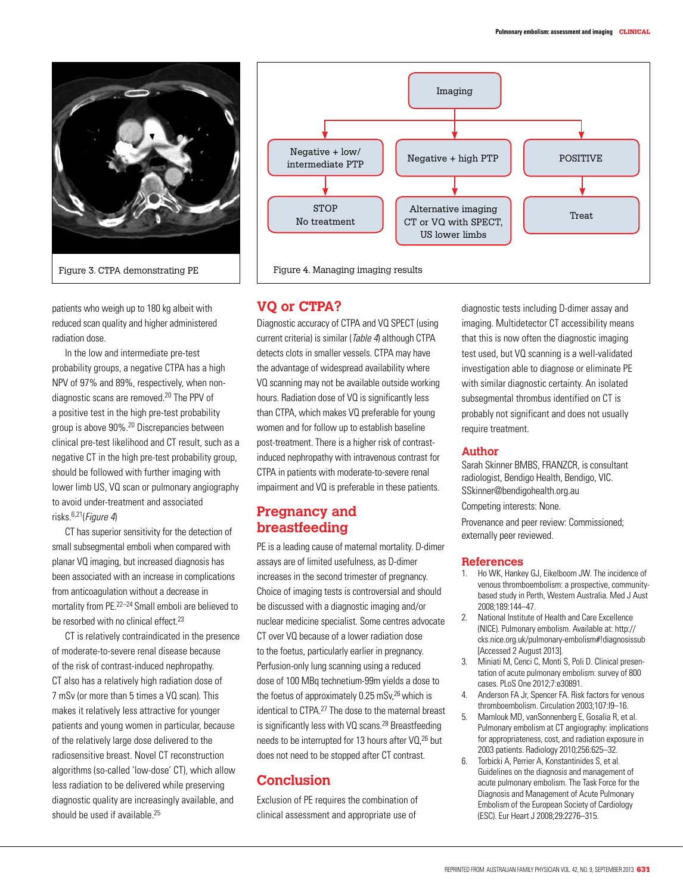Figure 3. CTPA demonstrating PE

Imaging → Negative + low/intermediate PTP → STOP No treatment

Imaging → Negative + high PTP → Alternative imaging CT or VQ with SPECT, US lower limbs

Imaging → POSITIVE → Treat

Figure 4. Managing imaging results

patients who weigh up to 180 kg albeit with reduced scan quality and higher administered radiation dose.

In the low and intermediate pre-test probability groups, a negative CTPA has a high NPV of 97% and 89%, respectively, when non-diagnostic scans are removed.[20] The PPV of a positive test in the high pre-test probability group is above 90%.[20] Discrepancies between clinical pre-test likelihood and CT result, such as a negative CT in the high pre-test probability group, should be followed with further imaging with lower limb US, VQ scan or pulmonary angiography to avoid under-treatment and associated risks.[6,21] (*Figure 4*)

CT has superior sensitivity for the detection of small subsegmental emboli when compared with planar VQ imaging, but increased diagnosis has been associated with an increase in complications from anticoagulation without a decrease in mortality from PE.[22–24] Small emboli are believed to be resorbed with no clinical effect.[23]

CT is relatively contraindicated in the presence of moderate-to-severe renal disease because of the risk of contrast-induced nephropathy. CT also has a relatively high radiation dose of 7 mSv (or more than 5 times a VQ scan). This makes it relatively less attractive for younger patients and young women in particular, because of the relatively large dose delivered to the radiosensitive breast. Novel CT reconstruction algorithms (so-called 'low-dose' CT), which allow less radiation to be delivered while preserving diagnostic quality are increasingly available, and should be used if available.[25]

## VQ or CTPA?

Diagnostic accuracy of CTPA and VQ SPECT (using current criteria) is similar (*Table 4*) although CTPA detects clots in smaller vessels. CTPA may have the advantage of widespread availability where VQ scanning may not be available outside working hours. Radiation dose of VQ is significantly less than CTPA, which makes VQ preferable for young women and for follow up to establish baseline post-treatment. There is a higher risk of contrast-induced nephropathy with intravenous contrast for CTPA in patients with moderate-to-severe renal impairment and VQ is preferable in these patients.

## Pregnancy and breastfeeding

PE is a leading cause of maternal mortality. D-dimer assays are of limited usefulness, as D-dimer increases in the second trimester of pregnancy. Choice of imaging tests is controversial and should be discussed with a diagnostic imaging and/or nuclear medicine specialist. Some centres advocate CT over VQ because of a lower radiation dose to the foetus, particularly earlier in pregnancy. Perfusion-only lung scanning using a reduced dose of 100 MBq technetium-99m yields a dose to the foetus of approximately 0.25 mSv,[26] which is identical to CTPA.[27] The dose to the maternal breast is significantly less with VQ scans.[28] Breastfeeding needs to be interrupted for 13 hours after VQ,[26] but does not need to be stopped after CT contrast.

## Conclusion

Exclusion of PE requires the combination of clinical assessment and appropriate use of diagnostic tests including D-dimer assay and imaging. Multidetector CT accessibility means that this is now often the diagnostic imaging test used, but VQ scanning is a well-validated investigation able to diagnose or eliminate PE with similar diagnostic certainty. An isolated subsegmental thrombus identified on CT is probably not significant and does not usually require treatment.

## Author

Sarah Skinner BMBS, FRANZCR, is consultant radiologist, Bendigo Health, Bendigo, VIC. SSkinner@bendigohealth.org.au

Competing interests: None.

Provenance and peer review: Commissioned; externally peer reviewed.

## References

1. Ho WK, Hankey GJ, Eikelboom JW. The incidence of venous thromboembolism: a prospective, community-based study in Perth, Western Australia. Med J Aust 2008;189:144–47.
2. National Institute of Health and Care Excellence (NICE). Pulmonary embolism. Available at: http://cks.nice.org.uk/pulmonary-embolism#!diagnosissub [Accessed 2 August 2013].
3. Miniati M, Cenci C, Monti S, Poli D. Clinical presentation of acute pulmonary embolism: survey of 800 cases. PLoS One 2012;7:e30891.
4. Anderson FA Jr, Spencer FA. Risk factors for venous thromboembolism. Circulation 2003;107:I9–16.
5. Mamlouk MD, vanSonnenberg E, Gosalia R, et al. Pulmonary embolism at CT angiography: implications for appropriateness, cost, and radiation exposure in 2003 patients. Radiology 2010;256:625–32.
6. Torbicki A, Perrier A, Konstantinides S, et al. Guidelines on the diagnosis and management of acute pulmonary embolism. The Task Force for the Diagnosis and Management of Acute Pulmonary Embolism of the European Society of Cardiology (ESC). Eur Heart J 2008;29:2276–315.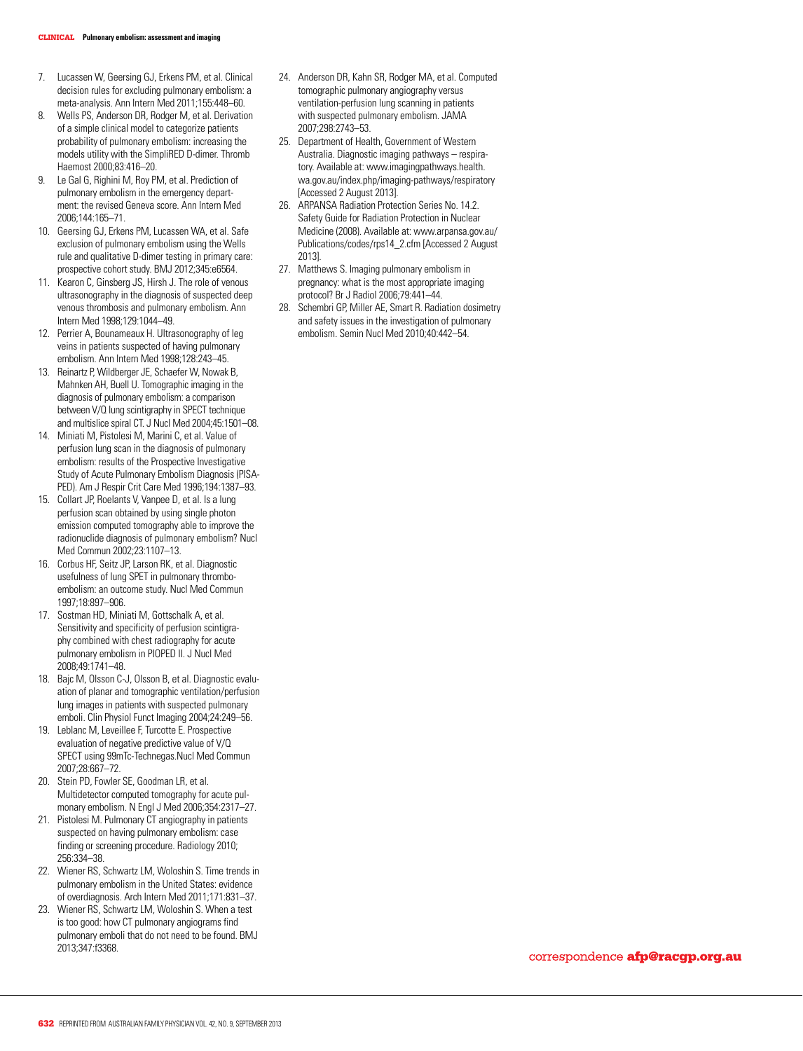7. Lucassen W, Geersing GJ, Erkens PM, et al. Clinical decision rules for excluding pulmonary embolism: a meta-analysis. Ann Intern Med 2011;155:448–60.
8. Wells PS, Anderson DR, Rodger M, et al. Derivation of a simple clinical model to categorize patients probability of pulmonary embolism: increasing the models utility with the SimpliRED D-dimer. Thromb Haemost 2000;83:416–20.
9. Le Gal G, Righini M, Roy PM, et al. Prediction of pulmonary embolism in the emergency department: the revised Geneva score. Ann Intern Med 2006;144:165–71.
10. Geersing GJ, Erkens PM, Lucassen WA, et al. Safe exclusion of pulmonary embolism using the Wells rule and qualitative D-dimer testing in primary care: prospective cohort study. BMJ 2012;345:e6564.
11. Kearon C, Ginsberg JS, Hirsh J. The role of venous ultrasonography in the diagnosis of suspected deep venous thrombosis and pulmonary embolism. Ann Intern Med 1998;129:1044–49.
12. Perrier A, Bounameaux H. Ultrasonography of leg veins in patients suspected of having pulmonary embolism. Ann Intern Med 1998;128:243–45.
13. Reinartz P, Wildberger JE, Schaefer W, Nowak B, Mahnken AH, Buell U. Tomographic imaging in the diagnosis of pulmonary embolism: a comparison between V/Q lung scintigraphy in SPECT technique and multislice spiral CT. J Nucl Med 2004;45:1501–08.
14. Miniati M, Pistolesi M, Marini C, et al. Value of perfusion lung scan in the diagnosis of pulmonary embolism: results of the Prospective Investigative Study of Acute Pulmonary Embolism Diagnosis (PISA-PED). Am J Respir Crit Care Med 1996;194:1387–93.
15. Collart JP, Roelants V, Vanpee D, et al. Is a lung perfusion scan obtained by using single photon emission computed tomography able to improve the radionuclide diagnosis of pulmonary embolism? Nucl Med Commun 2002;23:1107–13.
16. Corbus HF, Seitz JP, Larson RK, et al. Diagnostic usefulness of lung SPET in pulmonary thromboembolism: an outcome study. Nucl Med Commun 1997;18:897–906.
17. Sostman HD, Miniati M, Gottschalk A, et al. Sensitivity and specificity of perfusion scintigraphy combined with chest radiography for acute pulmonary embolism in PIOPED II. J Nucl Med 2008;49:1741–48.
18. Bajc M, Olsson C-J, Olsson B, et al. Diagnostic evaluation of planar and tomographic ventilation/perfusion lung images in patients with suspected pulmonary emboli. Clin Physiol Funct Imaging 2004;24:249–56.
19. Leblanc M, Leveillee F, Turcotte E. Prospective evaluation of negative predictive value of V/Q SPECT using 99mTc-Technegas.Nucl Med Commun 2007;28:667–72.
20. Stein PD, Fowler SE, Goodman LR, et al. Multidetector computed tomography for acute pulmonary embolism. N Engl J Med 2006;354:2317–27.
21. Pistolesi M. Pulmonary CT angiography in patients suspected on having pulmonary embolism: case finding or screening procedure. Radiology 2010; 256:334–38.
22. Wiener RS, Schwartz LM, Woloshin S. Time trends in pulmonary embolism in the United States: evidence of overdiagnosis. Arch Intern Med 2011;171:831–37.
23. Wiener RS, Schwartz LM, Woloshin S. When a test is too good: how CT pulmonary angiograms find pulmonary emboli that do not need to be found. BMJ 2013;347:f3368.
24. Anderson DR, Kahn SR, Rodger MA, et al. Computed tomographic pulmonary angiography versus ventilation-perfusion lung scanning in patients with suspected pulmonary embolism. JAMA 2007;298:2743–53.
25. Department of Health, Government of Western Australia. Diagnostic imaging pathways – respiratory. Available at: www.imagingpathways.health.wa.gov.au/index.php/imaging-pathways/respiratory [Accessed 2 August 2013].
26. ARPANSA Radiation Protection Series No. 14.2. Safety Guide for Radiation Protection in Nuclear Medicine (2008). Available at: www.arpansa.gov.au/Publications/codes/rps14_2.cfm [Accessed 2 August 2013].
27. Matthews S. Imaging pulmonary embolism in pregnancy: what is the most appropriate imaging protocol? Br J Radiol 2006;79:441–44.
28. Schembri GP, Miller AE, Smart R. Radiation dosimetry and safety issues in the investigation of pulmonary embolism. Semin Nucl Med 2010;40:442–54.

correspondence **afp@racgp.org.au**